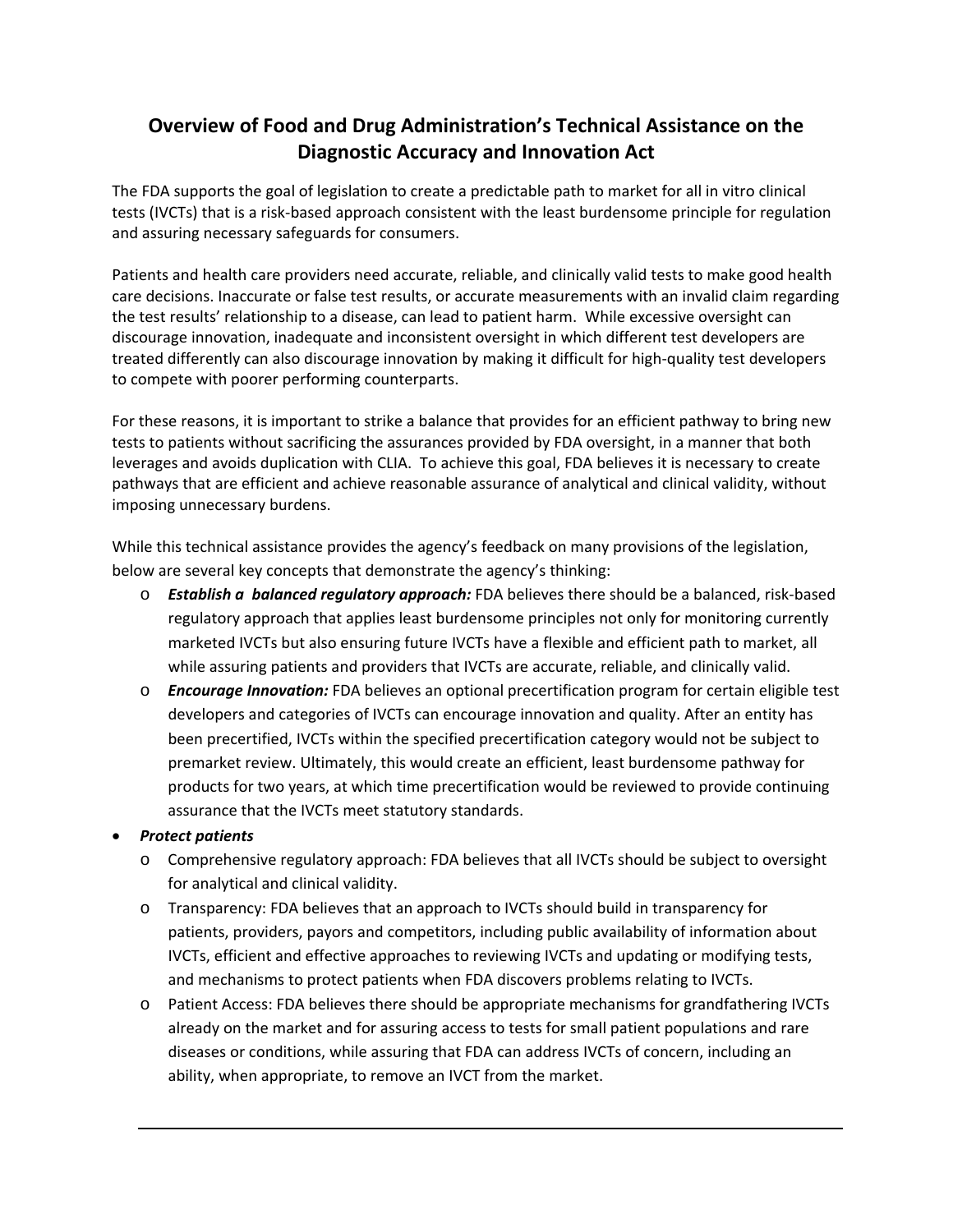# Overview of Food and Drug Administration's Technical Assistance on the Diagnostic Accuracy and Innovation Act

The FDA supports the goal of legislation to create a predictable path to market for all in vitro clinical tests (IVCTs) that is a risk-based approach consistent with the least burdensome principle for regulation and assuring necessary safeguards for consumers.

Patients and health care providers need accurate, reliable, and clinically valid tests to make good health care decisions. Inaccurate or false test results, or accurate measurements with an invalid claim regarding the test results' relationship to a disease, can lead to patient harm. While excessive oversight can discourage innovation, inadequate and inconsistent oversight in which different test developers are treated differently can also discourage innovation by making it difficult for high-quality test developers to compete with poorer performing counterparts.

For these reasons, it is important to strike a balance that provides for an efficient pathway to bring new tests to patients without sacrificing the assurances provided by FDA oversight, in a manner that both leverages and avoids duplication with CLIA. To achieve this goal, FDA believes it is necessary to create pathways that are efficient and achieve reasonable assurance of analytical and clinical validity, without imposing unnecessary burdens.

While this technical assistance provides the agency's feedback on many provisions of the legislation, below are several key concepts that demonstrate the agency's thinking:

- ***Establish a balanced regulatory approach:*** FDA believes there should be a balanced, risk-based regulatory approach that applies least burdensome principles not only for monitoring currently marketed IVCTs but also ensuring future IVCTs have a flexible and efficient path to market, all while assuring patients and providers that IVCTs are accurate, reliable, and clinically valid.
- ***Encourage Innovation:*** FDA believes an optional precertification program for certain eligible test developers and categories of IVCTs can encourage innovation and quality. After an entity has been precertified, IVCTs within the specified precertification category would not be subject to premarket review. Ultimately, this would create an efficient, least burdensome pathway for products for two years, at which time precertification would be reviewed to provide continuing assurance that the IVCTs meet statutory standards.

- ***Protect patients***
  - Comprehensive regulatory approach: FDA believes that all IVCTs should be subject to oversight for analytical and clinical validity.
  - Transparency: FDA believes that an approach to IVCTs should build in transparency for patients, providers, payors and competitors, including public availability of information about IVCTs, efficient and effective approaches to reviewing IVCTs and updating or modifying tests, and mechanisms to protect patients when FDA discovers problems relating to IVCTs.
  - Patient Access: FDA believes there should be appropriate mechanisms for grandfathering IVCTs already on the market and for assuring access to tests for small patient populations and rare diseases or conditions, while assuring that FDA can address IVCTs of concern, including an ability, when appropriate, to remove an IVCT from the market.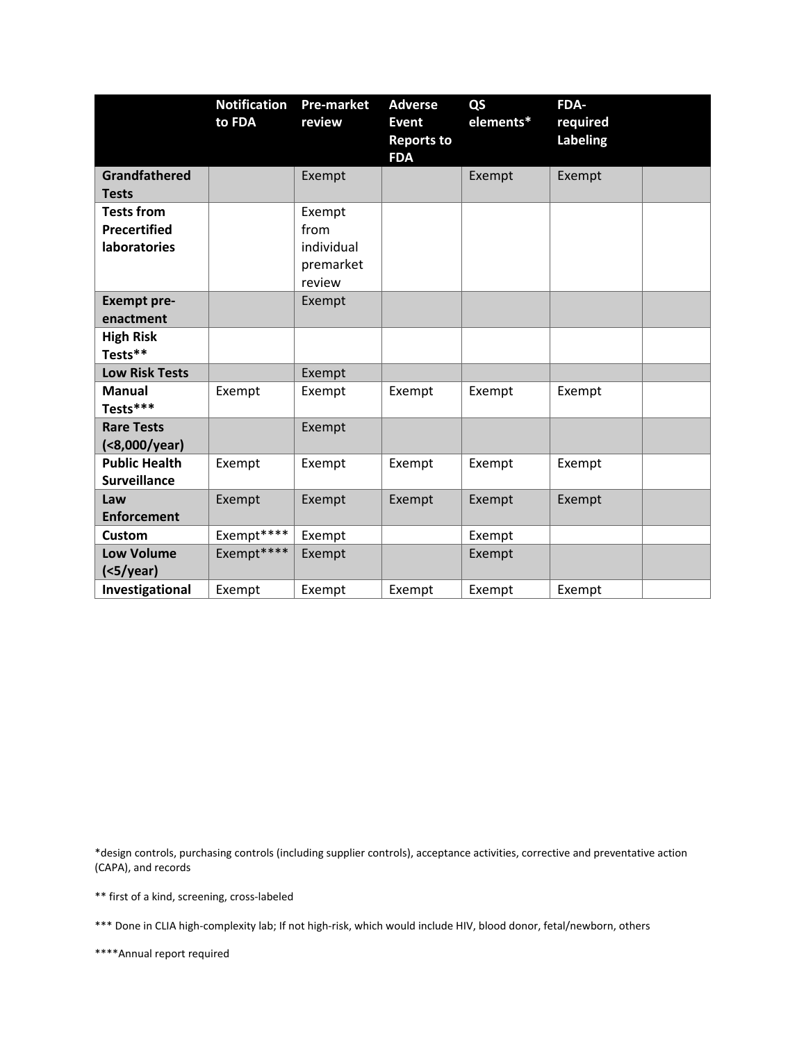| | Notification to FDA | Pre-market review | Adverse Event Reports to FDA | QS elements* | FDA-required Labeling | |
|---|---|---|---|---|---|---|
| **Grandfathered Tests** | | Exempt | | Exempt | Exempt | |
| **Tests from Precertified laboratories** | | Exempt from individual premarket review | | | | |
| **Exempt pre-enactment** | | Exempt | | | | |
| **High Risk Tests**** | | | | | | |
| **Low Risk Tests** | | Exempt | | | | |
| **Manual Tests***** | Exempt | Exempt | Exempt | Exempt | Exempt | |
| **Rare Tests (<8,000/year)** | | Exempt | | | | |
| **Public Health Surveillance** | Exempt | Exempt | Exempt | Exempt | Exempt | |
| **Law Enforcement** | Exempt | Exempt | Exempt | Exempt | Exempt | |
| **Custom** | Exempt**** | Exempt | | Exempt | | |
| **Low Volume (<5/year)** | Exempt**** | Exempt | | Exempt | | |
| **Investigational** | Exempt | Exempt | Exempt | Exempt | Exempt | |

*design controls, purchasing controls (including supplier controls), acceptance activities, corrective and preventative action (CAPA), and records

** first of a kind, screening, cross-labeled

*** Done in CLIA high-complexity lab; If not high-risk, which would include HIV, blood donor, fetal/newborn, others

****Annual report required